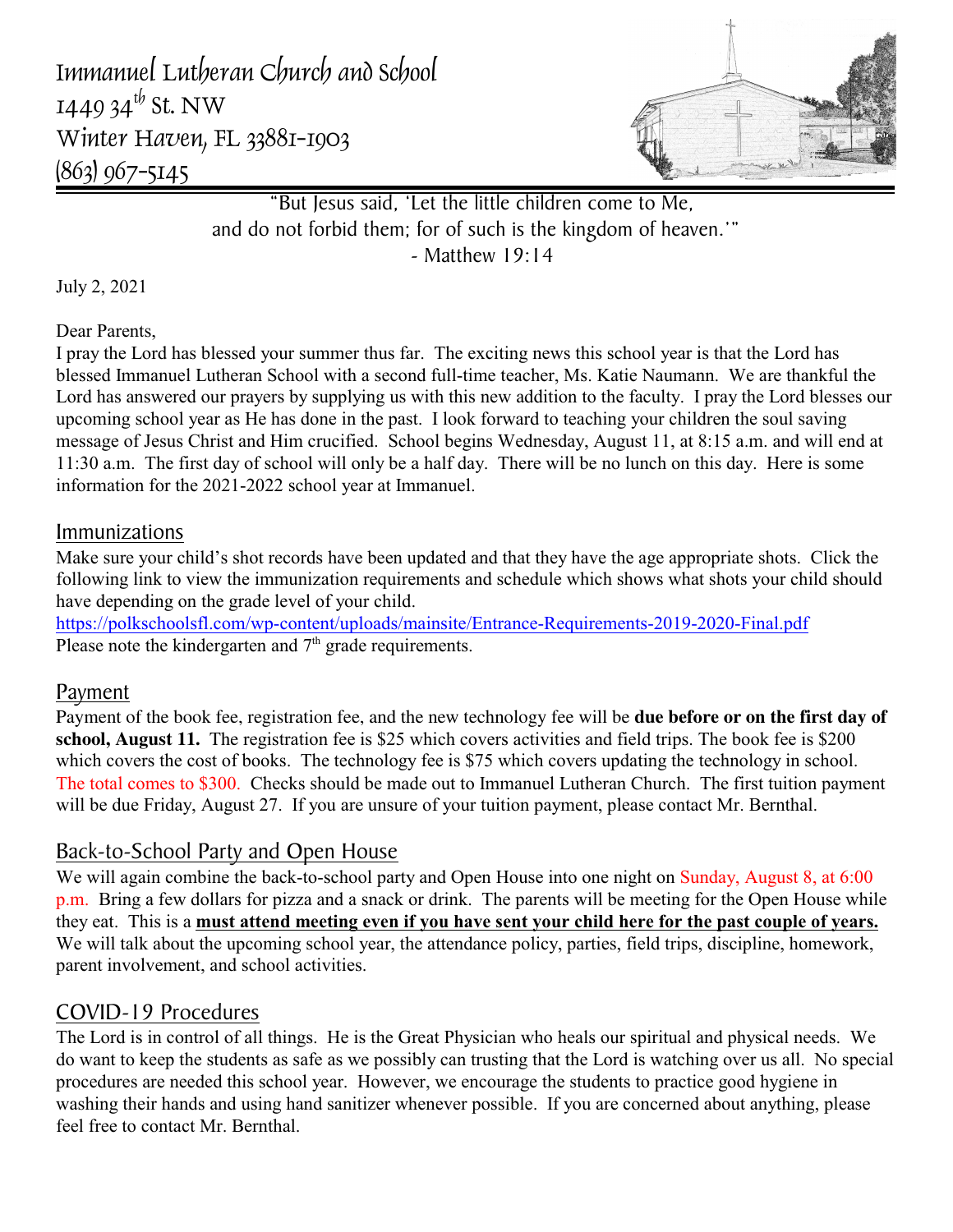Immanuel Lutheran Church and School
1449 34th St. NW
Winter Haven, FL 33881-1903
(863) 967-5145

"But Jesus said, 'Let the little children come to Me,
and do not forbid them; for of such is the kingdom of heaven.'"
- Matthew 19:14

July 2, 2021

Dear Parents,

I pray the Lord has blessed your summer thus far. The exciting news this school year is that the Lord has blessed Immanuel Lutheran School with a second full-time teacher, Ms. Katie Naumann. We are thankful the Lord has answered our prayers by supplying us with this new addition to the faculty. I pray the Lord blesses our upcoming school year as He has done in the past. I look forward to teaching your children the soul saving message of Jesus Christ and Him crucified. School begins Wednesday, August 11, at 8:15 a.m. and will end at 11:30 a.m. The first day of school will only be a half day. There will be no lunch on this day. Here is some information for the 2021-2022 school year at Immanuel.

## Immunizations

Make sure your child's shot records have been updated and that they have the age appropriate shots. Click the following link to view the immunization requirements and schedule which shows what shots your child should have depending on the grade level of your child.
https://polkschoolsfl.com/wp-content/uploads/mainsite/Entrance-Requirements-2019-2020-Final.pdf
Please note the kindergarten and 7th grade requirements.

## Payment

Payment of the book fee, registration fee, and the new technology fee will be **due before or on the first day of school, August 11.** The registration fee is $25 which covers activities and field trips. The book fee is $200 which covers the cost of books. The technology fee is $75 which covers updating the technology in school. The total comes to $300. Checks should be made out to Immanuel Lutheran Church. The first tuition payment will be due Friday, August 27. If you are unsure of your tuition payment, please contact Mr. Bernthal.

## Back-to-School Party and Open House

We will again combine the back-to-school party and Open House into one night on Sunday, August 8, at 6:00 p.m. Bring a few dollars for pizza and a snack or drink. The parents will be meeting for the Open House while they eat. This is a **must attend meeting even if you have sent your child here for the past couple of years.** We will talk about the upcoming school year, the attendance policy, parties, field trips, discipline, homework, parent involvement, and school activities.

## COVID-19 Procedures

The Lord is in control of all things. He is the Great Physician who heals our spiritual and physical needs. We do want to keep the students as safe as we possibly can trusting that the Lord is watching over us all. No special procedures are needed this school year. However, we encourage the students to practice good hygiene in washing their hands and using hand sanitizer whenever possible. If you are concerned about anything, please feel free to contact Mr. Bernthal.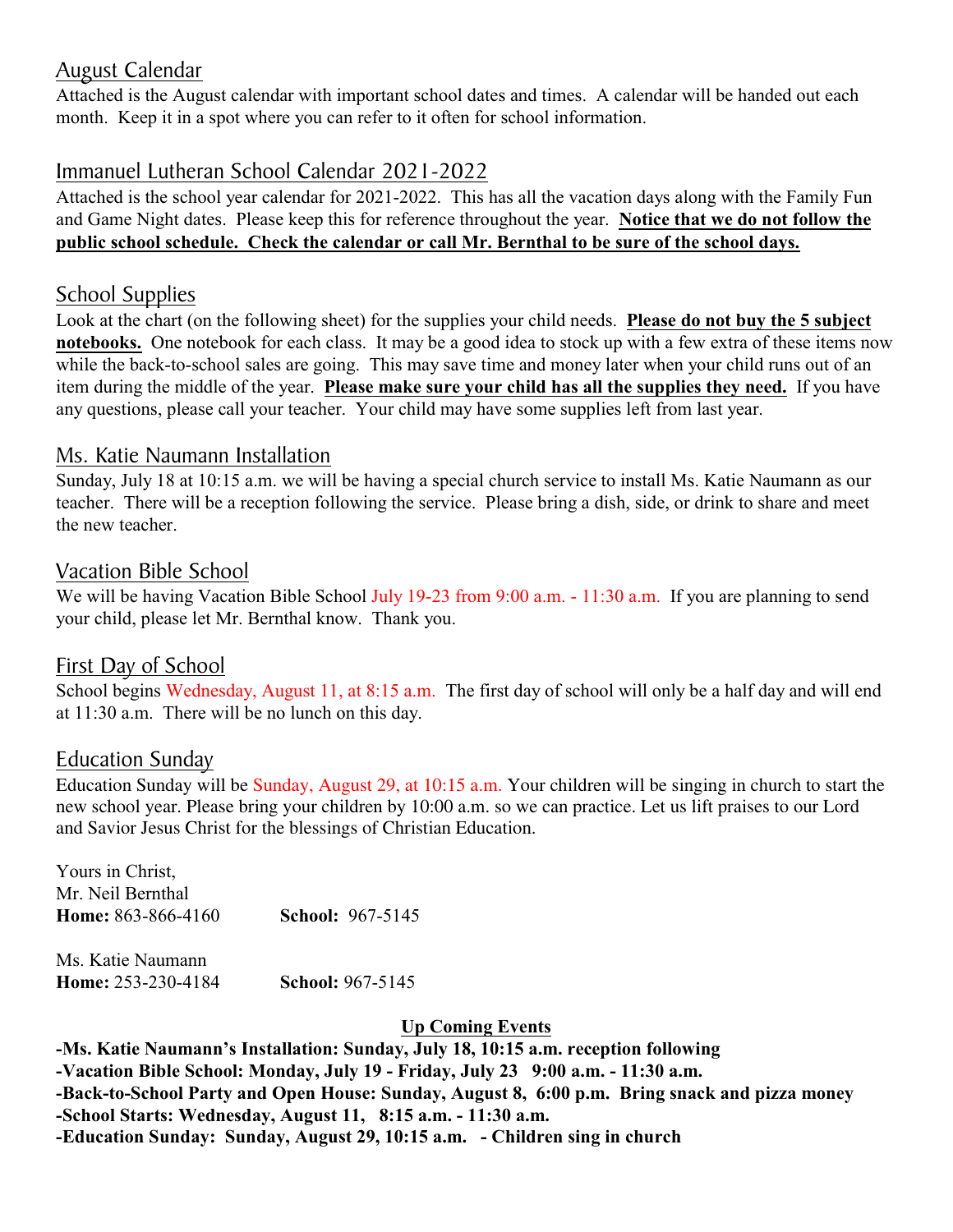## August Calendar

Attached is the August calendar with important school dates and times. A calendar will be handed out each month. Keep it in a spot where you can refer to it often for school information.

## Immanuel Lutheran School Calendar 2021-2022

Attached is the school year calendar for 2021-2022. This has all the vacation days along with the Family Fun and Game Night dates. Please keep this for reference throughout the year. **Notice that we do not follow the public school schedule. Check the calendar or call Mr. Bernthal to be sure of the school days.**

## School Supplies

Look at the chart (on the following sheet) for the supplies your child needs. **Please do not buy the 5 subject notebooks.** One notebook for each class. It may be a good idea to stock up with a few extra of these items now while the back-to-school sales are going. This may save time and money later when your child runs out of an item during the middle of the year. **Please make sure your child has all the supplies they need.** If you have any questions, please call your teacher. Your child may have some supplies left from last year.

## Ms. Katie Naumann Installation

Sunday, July 18 at 10:15 a.m. we will be having a special church service to install Ms. Katie Naumann as our teacher. There will be a reception following the service. Please bring a dish, side, or drink to share and meet the new teacher.

## Vacation Bible School

We will be having Vacation Bible School July 19-23 from 9:00 a.m. - 11:30 a.m. If you are planning to send your child, please let Mr. Bernthal know. Thank you.

## First Day of School

School begins Wednesday, August 11, at 8:15 a.m. The first day of school will only be a half day and will end at 11:30 a.m. There will be no lunch on this day.

## Education Sunday

Education Sunday will be Sunday, August 29, at 10:15 a.m. Your children will be singing in church to start the new school year. Please bring your children by 10:00 a.m. so we can practice. Let us lift praises to our Lord and Savior Jesus Christ for the blessings of Christian Education.

Yours in Christ,
Mr. Neil Bernthal
**Home:** 863-866-4160 **School:** 967-5145

Ms. Katie Naumann
**Home:** 253-230-4184 **School:** 967-5145

**Up Coming Events**

**-Ms. Katie Naumann's Installation: Sunday, July 18, 10:15 a.m. reception following**
**-Vacation Bible School: Monday, July 19 - Friday, July 23 9:00 a.m. - 11:30 a.m.**
**-Back-to-School Party and Open House: Sunday, August 8, 6:00 p.m. Bring snack and pizza money**
**-School Starts: Wednesday, August 11, 8:15 a.m. - 11:30 a.m.**
**-Education Sunday: Sunday, August 29, 10:15 a.m. - Children sing in church**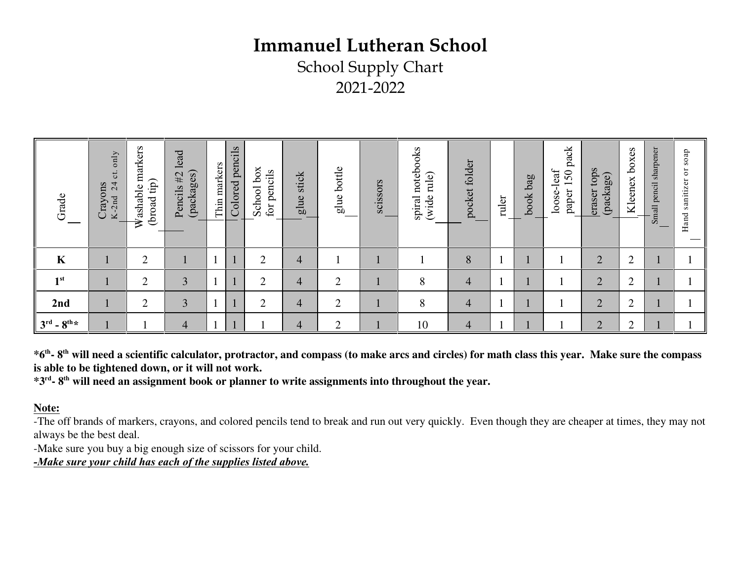# Immanuel Lutheran School

School Supply Chart

2021-2022

| Grade | Crayons K-2nd 24 ct. only | Washable markers (broad tip) | Pencils #2 lead (packages) | Thin markers | Colored pencils | School box for pencils | glue stick | glue bottle | scissors | spiral notebooks (wide rule) | pocket folder | ruler | book bag | loose-leaf paper 150 pack | eraser tops (package) | Kleenex boxes | Small pencil sharpener | Hand sanitizer or soap |
|---|---|---|---|---|---|---|---|---|---|---|---|---|---|---|---|---|---|---|
| **K** | 1 | 2 | 1 | 1 | 1 | 2 | 4 | 1 | 1 | 1 | 8 | 1 | 1 | 1 | 2 | 2 | 1 | 1 |
| **1st** | 1 | 2 | 3 | 1 | 1 | 2 | 4 | 2 | 1 | 8 | 4 | 1 | 1 | 1 | 2 | 2 | 1 | 1 |
| **2nd** | 1 | 2 | 3 | 1 | 1 | 2 | 4 | 2 | 1 | 8 | 4 | 1 | 1 | 1 | 2 | 2 | 1 | 1 |
| **3rd - 8th*** | 1 | 1 | 4 | 1 | 1 | 1 | 4 | 2 | 1 | 10 | 4 | 1 | 1 | 1 | 2 | 2 | 1 | 1 |

**\*6th- 8th will need a scientific calculator, protractor, and compass (to make arcs and circles) for math class this year. Make sure the compass is able to be tightened down, or it will not work.**

**\*3rd- 8th will need an assignment book or planner to write assignments into throughout the year.**

**Note:**

-The off brands of markers, crayons, and colored pencils tend to break and run out very quickly. Even though they are cheaper at times, they may not always be the best deal.

-Make sure you buy a big enough size of scissors for your child.

***-Make sure your child has each of the supplies listed above.***